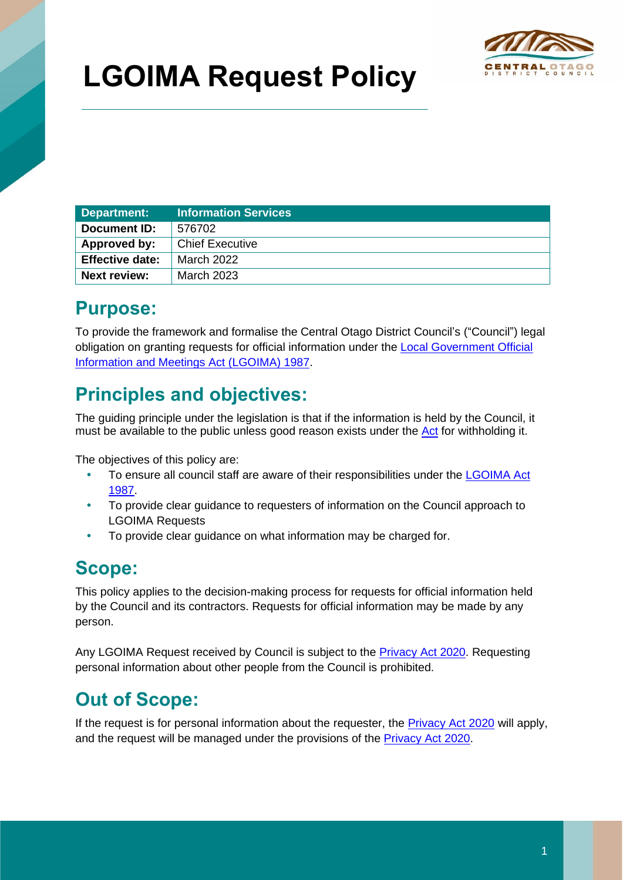# LGOIMA Request Policy

| Department: | Information Services |
| --- | --- |
| Document ID: | 576702 |
| Approved by: | Chief Executive |
| Effective date: | March 2022 |
| Next review: | March 2023 |

## Purpose:

To provide the framework and formalise the Central Otago District Council's ("Council") legal obligation on granting requests for official information under the Local Government Official Information and Meetings Act (LGOIMA) 1987.

## Principles and objectives:

The guiding principle under the legislation is that if the information is held by the Council, it must be available to the public unless good reason exists under the Act for withholding it.

The objectives of this policy are:

- To ensure all council staff are aware of their responsibilities under the LGOIMA Act 1987.
- To provide clear guidance to requesters of information on the Council approach to LGOIMA Requests
- To provide clear guidance on what information may be charged for.

## Scope:

This policy applies to the decision-making process for requests for official information held by the Council and its contractors. Requests for official information may be made by any person.

Any LGOIMA Request received by Council is subject to the Privacy Act 2020. Requesting personal information about other people from the Council is prohibited.

## Out of Scope:

If the request is for personal information about the requester, the Privacy Act 2020 will apply, and the request will be managed under the provisions of the Privacy Act 2020.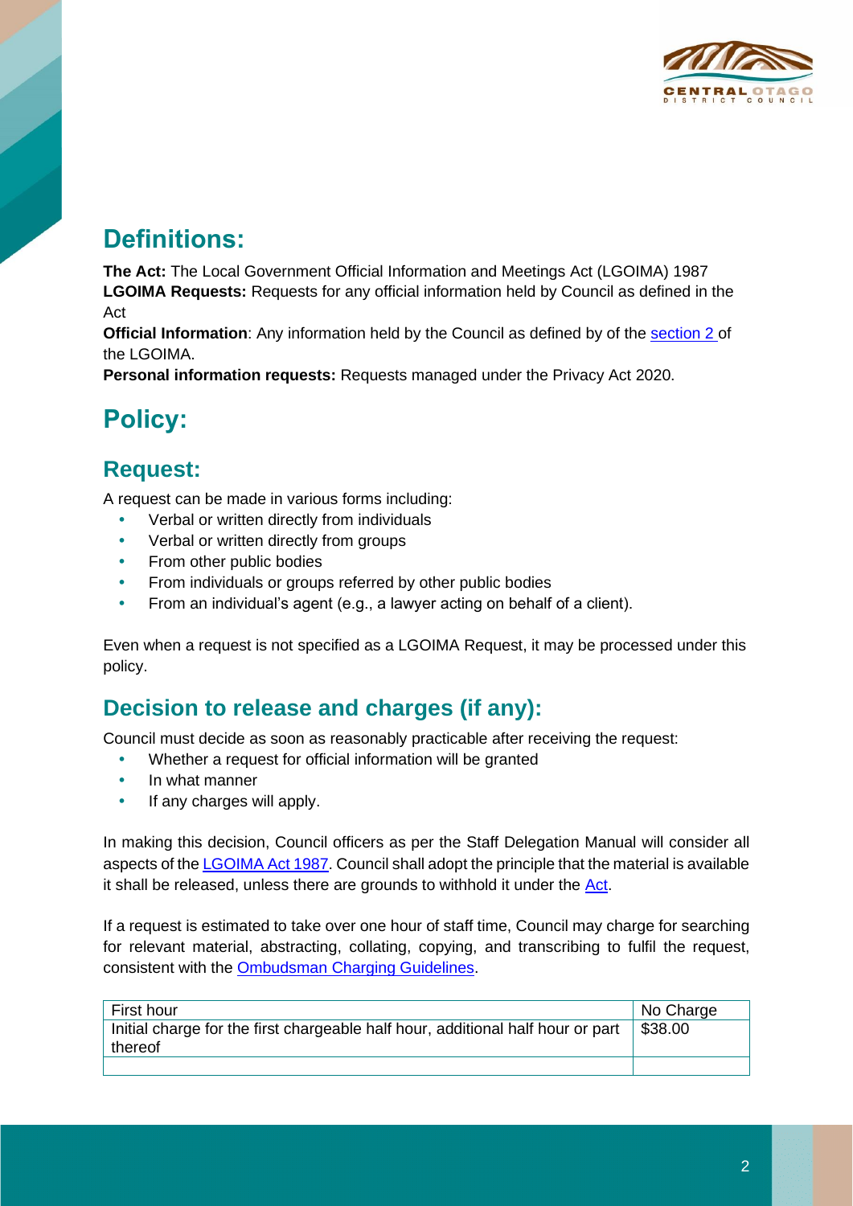## Definitions:

**The Act:** The Local Government Official Information and Meetings Act (LGOIMA) 1987
**LGOIMA Requests:** Requests for any official information held by Council as defined in the Act
**Official Information**: Any information held by the Council as defined by of the section 2 of the LGOIMA.
**Personal information requests:** Requests managed under the Privacy Act 2020.

## Policy:

### Request:

A request can be made in various forms including:

- Verbal or written directly from individuals
- Verbal or written directly from groups
- From other public bodies
- From individuals or groups referred by other public bodies
- From an individual's agent (e.g., a lawyer acting on behalf of a client).

Even when a request is not specified as a LGOIMA Request, it may be processed under this policy.

### Decision to release and charges (if any):

Council must decide as soon as reasonably practicable after receiving the request:

- Whether a request for official information will be granted
- In what manner
- If any charges will apply.

In making this decision, Council officers as per the Staff Delegation Manual will consider all aspects of the LGOIMA Act 1987. Council shall adopt the principle that the material is available it shall be released, unless there are grounds to withhold it under the Act.

If a request is estimated to take over one hour of staff time, Council may charge for searching for relevant material, abstracting, collating, copying, and transcribing to fulfil the request, consistent with the Ombudsman Charging Guidelines.

| First hour | No Charge |
|---|---|
| Initial charge for the first chargeable half hour, additional half hour or part thereof | $38.00 |
| | |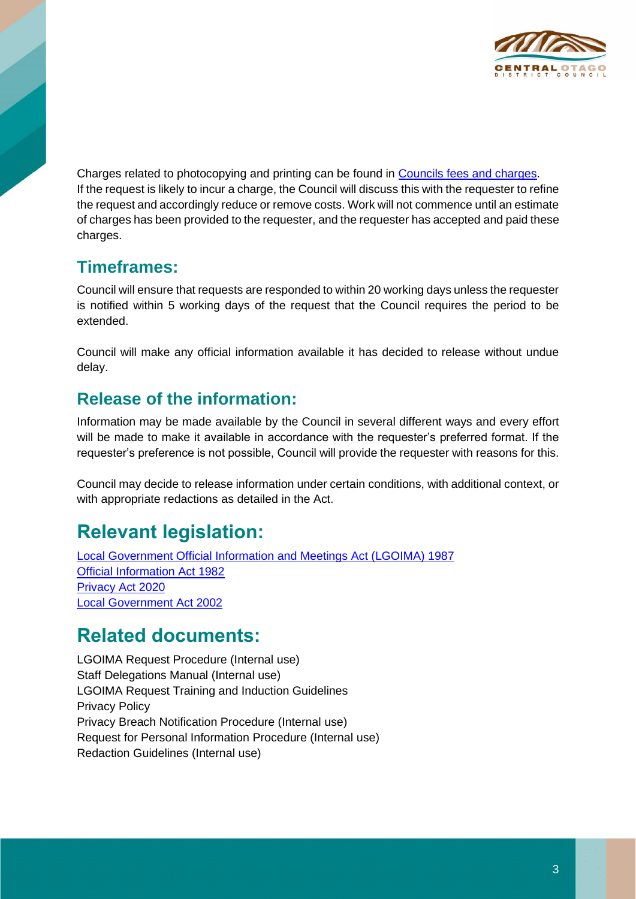Charges related to photocopying and printing can be found in [Councils fees and charges](). If the request is likely to incur a charge, the Council will discuss this with the requester to refine the request and accordingly reduce or remove costs. Work will not commence until an estimate of charges has been provided to the requester, and the requester has accepted and paid these charges.

## Timeframes:

Council will ensure that requests are responded to within 20 working days unless the requester is notified within 5 working days of the request that the Council requires the period to be extended.

Council will make any official information available it has decided to release without undue delay.

## Release of the information:

Information may be made available by the Council in several different ways and every effort will be made to make it available in accordance with the requester's preferred format. If the requester's preference is not possible, Council will provide the requester with reasons for this.

Council may decide to release information under certain conditions, with additional context, or with appropriate redactions as detailed in the Act.

# Relevant legislation:

[Local Government Official Information and Meetings Act (LGOIMA) 1987]()
[Official Information Act 1982]()
[Privacy Act 2020]()
[Local Government Act 2002]()

# Related documents:

LGOIMA Request Procedure (Internal use)
Staff Delegations Manual (Internal use)
LGOIMA Request Training and Induction Guidelines
Privacy Policy
Privacy Breach Notification Procedure (Internal use)
Request for Personal Information Procedure (Internal use)
Redaction Guidelines (Internal use)